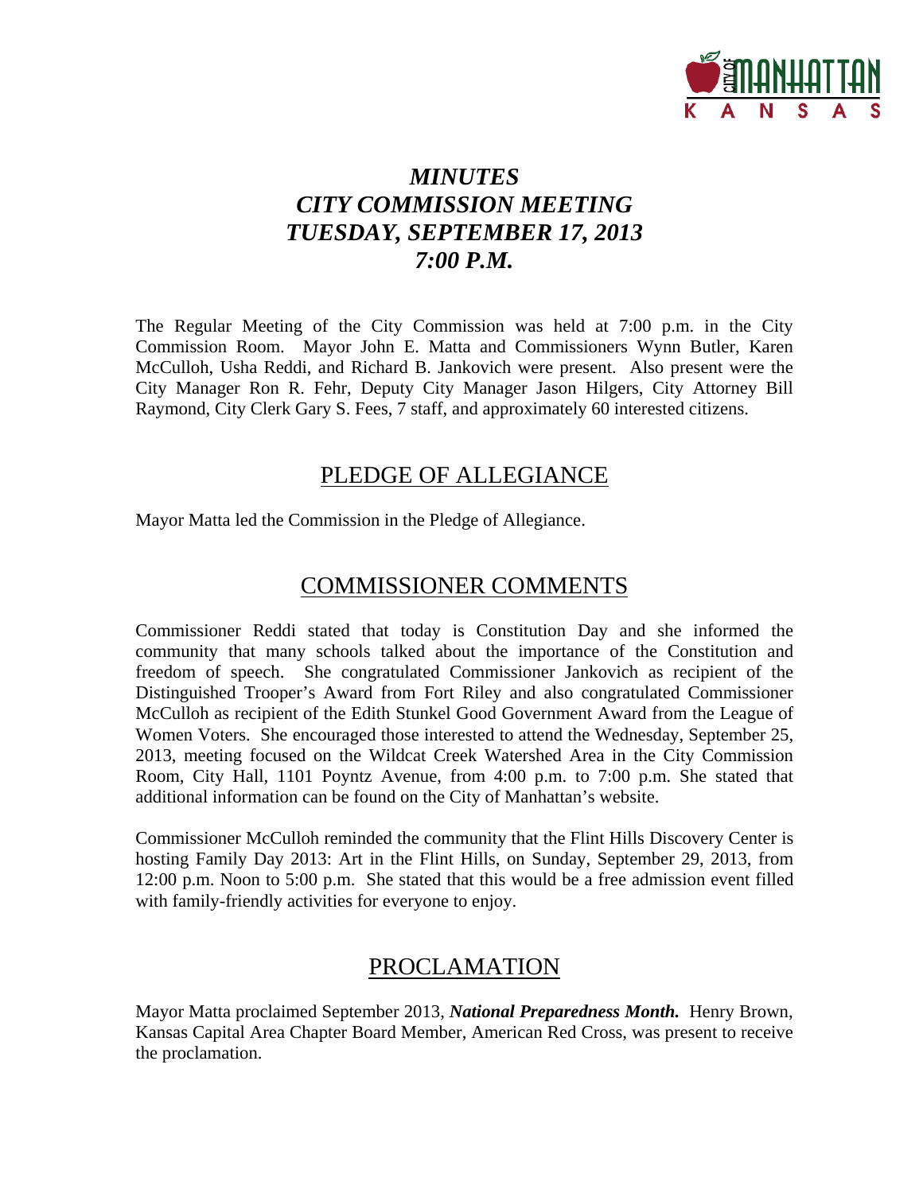# *MINUTES*
# *CITY COMMISSION MEETING*
# *TUESDAY, SEPTEMBER 17, 2013*
# *7:00 P.M.*

The Regular Meeting of the City Commission was held at 7:00 p.m. in the City Commission Room. Mayor John E. Matta and Commissioners Wynn Butler, Karen McCulloh, Usha Reddi, and Richard B. Jankovich were present. Also present were the City Manager Ron R. Fehr, Deputy City Manager Jason Hilgers, City Attorney Bill Raymond, City Clerk Gary S. Fees, 7 staff, and approximately 60 interested citizens.

## PLEDGE OF ALLEGIANCE

Mayor Matta led the Commission in the Pledge of Allegiance.

## COMMISSIONER COMMENTS

Commissioner Reddi stated that today is Constitution Day and she informed the community that many schools talked about the importance of the Constitution and freedom of speech. She congratulated Commissioner Jankovich as recipient of the Distinguished Trooper's Award from Fort Riley and also congratulated Commissioner McCulloh as recipient of the Edith Stunkel Good Government Award from the League of Women Voters. She encouraged those interested to attend the Wednesday, September 25, 2013, meeting focused on the Wildcat Creek Watershed Area in the City Commission Room, City Hall, 1101 Poyntz Avenue, from 4:00 p.m. to 7:00 p.m. She stated that additional information can be found on the City of Manhattan's website.

Commissioner McCulloh reminded the community that the Flint Hills Discovery Center is hosting Family Day 2013: Art in the Flint Hills, on Sunday, September 29, 2013, from 12:00 p.m. Noon to 5:00 p.m. She stated that this would be a free admission event filled with family-friendly activities for everyone to enjoy.

## PROCLAMATION

Mayor Matta proclaimed September 2013, ***National Preparedness Month.*** Henry Brown, Kansas Capital Area Chapter Board Member, American Red Cross, was present to receive the proclamation.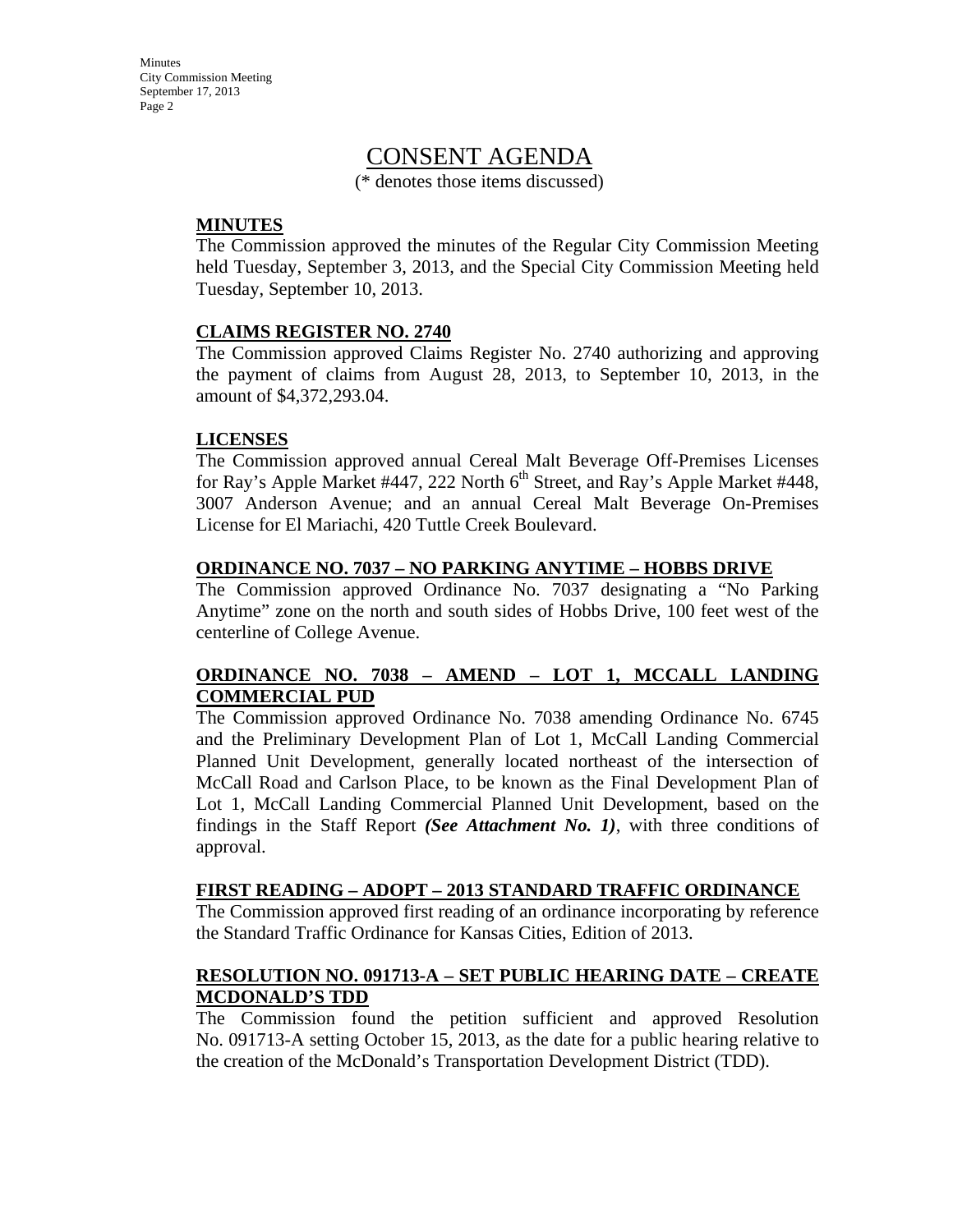# CONSENT AGENDA

(* denotes those items discussed)

**MINUTES**

The Commission approved the minutes of the Regular City Commission Meeting held Tuesday, September 3, 2013, and the Special City Commission Meeting held Tuesday, September 10, 2013.

**CLAIMS REGISTER NO. 2740**

The Commission approved Claims Register No. 2740 authorizing and approving the payment of claims from August 28, 2013, to September 10, 2013, in the amount of $4,372,293.04.

**LICENSES**

The Commission approved annual Cereal Malt Beverage Off-Premises Licenses for Ray's Apple Market #447, 222 North 6th Street, and Ray's Apple Market #448, 3007 Anderson Avenue; and an annual Cereal Malt Beverage On-Premises License for El Mariachi, 420 Tuttle Creek Boulevard.

**ORDINANCE NO. 7037 – NO PARKING ANYTIME – HOBBS DRIVE**

The Commission approved Ordinance No. 7037 designating a "No Parking Anytime" zone on the north and south sides of Hobbs Drive, 100 feet west of the centerline of College Avenue.

**ORDINANCE NO. 7038 – AMEND – LOT 1, MCCALL LANDING COMMERCIAL PUD**

The Commission approved Ordinance No. 7038 amending Ordinance No. 6745 and the Preliminary Development Plan of Lot 1, McCall Landing Commercial Planned Unit Development, generally located northeast of the intersection of McCall Road and Carlson Place, to be known as the Final Development Plan of Lot 1, McCall Landing Commercial Planned Unit Development, based on the findings in the Staff Report ***(See Attachment No. 1)***, with three conditions of approval.

**FIRST READING – ADOPT – 2013 STANDARD TRAFFIC ORDINANCE**

The Commission approved first reading of an ordinance incorporating by reference the Standard Traffic Ordinance for Kansas Cities, Edition of 2013.

**RESOLUTION NO. 091713-A – SET PUBLIC HEARING DATE – CREATE MCDONALD'S TDD**

The Commission found the petition sufficient and approved Resolution No. 091713-A setting October 15, 2013, as the date for a public hearing relative to the creation of the McDonald's Transportation Development District (TDD).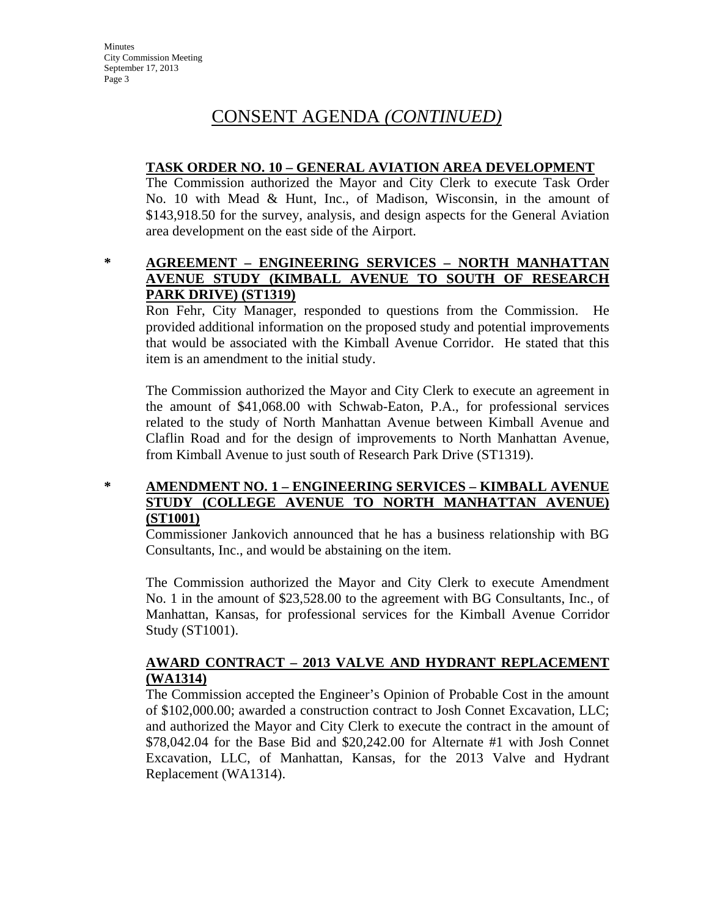# CONSENT AGENDA *(CONTINUED)*

**TASK ORDER NO. 10 – GENERAL AVIATION AREA DEVELOPMENT**

The Commission authorized the Mayor and City Clerk to execute Task Order No. 10 with Mead & Hunt, Inc., of Madison, Wisconsin, in the amount of $143,918.50 for the survey, analysis, and design aspects for the General Aviation area development on the east side of the Airport.

\* **AGREEMENT – ENGINEERING SERVICES – NORTH MANHATTAN AVENUE STUDY (KIMBALL AVENUE TO SOUTH OF RESEARCH PARK DRIVE) (ST1319)**

Ron Fehr, City Manager, responded to questions from the Commission. He provided additional information on the proposed study and potential improvements that would be associated with the Kimball Avenue Corridor. He stated that this item is an amendment to the initial study.

The Commission authorized the Mayor and City Clerk to execute an agreement in the amount of $41,068.00 with Schwab-Eaton, P.A., for professional services related to the study of North Manhattan Avenue between Kimball Avenue and Claflin Road and for the design of improvements to North Manhattan Avenue, from Kimball Avenue to just south of Research Park Drive (ST1319).

\* **AMENDMENT NO. 1 – ENGINEERING SERVICES – KIMBALL AVENUE STUDY (COLLEGE AVENUE TO NORTH MANHATTAN AVENUE) (ST1001)**

Commissioner Jankovich announced that he has a business relationship with BG Consultants, Inc., and would be abstaining on the item.

The Commission authorized the Mayor and City Clerk to execute Amendment No. 1 in the amount of $23,528.00 to the agreement with BG Consultants, Inc., of Manhattan, Kansas, for professional services for the Kimball Avenue Corridor Study (ST1001).

**AWARD CONTRACT – 2013 VALVE AND HYDRANT REPLACEMENT (WA1314)**

The Commission accepted the Engineer's Opinion of Probable Cost in the amount of $102,000.00; awarded a construction contract to Josh Connet Excavation, LLC; and authorized the Mayor and City Clerk to execute the contract in the amount of $78,042.04 for the Base Bid and $20,242.00 for Alternate #1 with Josh Connet Excavation, LLC, of Manhattan, Kansas, for the 2013 Valve and Hydrant Replacement (WA1314).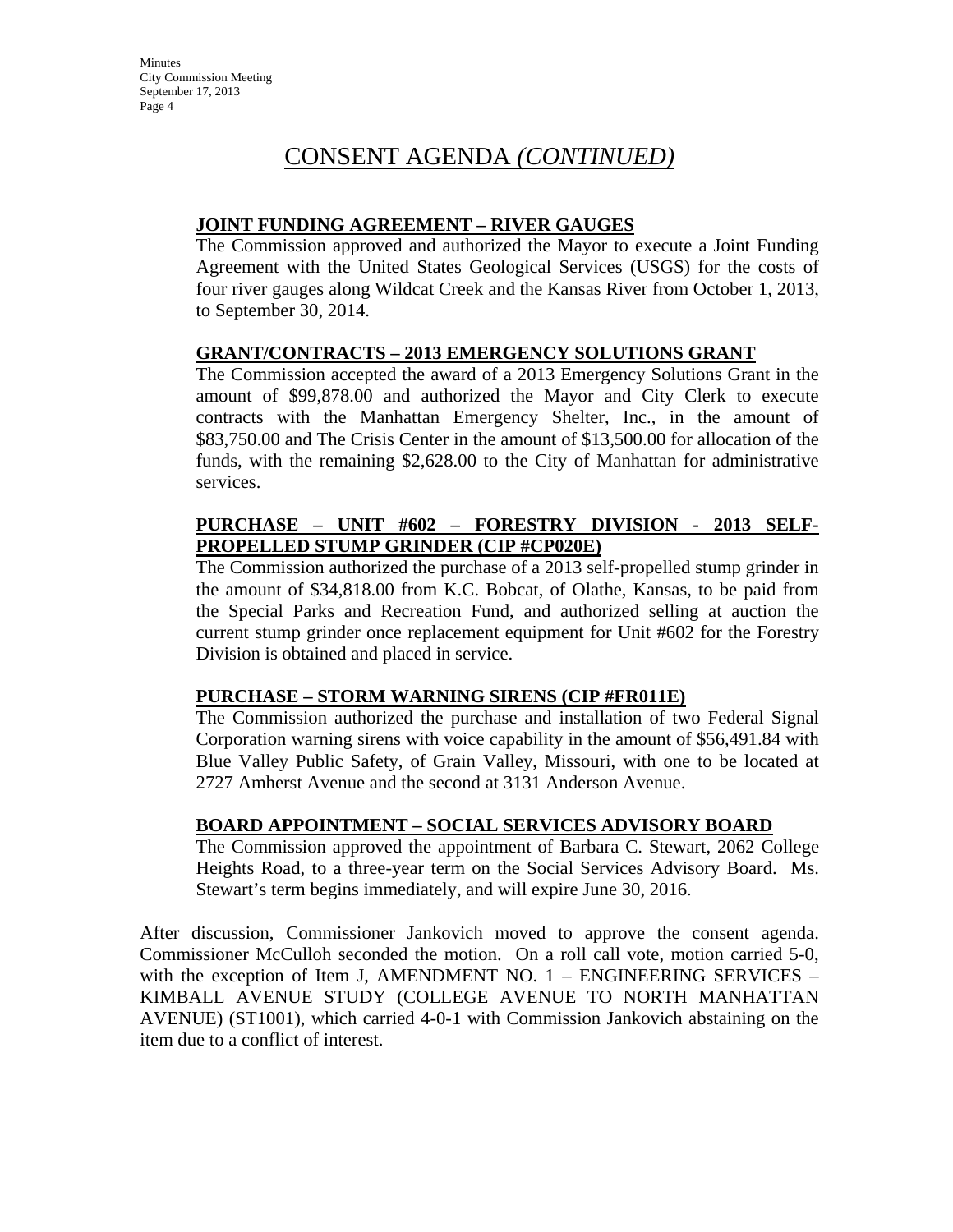# CONSENT AGENDA *(CONTINUED)*

**JOINT FUNDING AGREEMENT – RIVER GAUGES**

The Commission approved and authorized the Mayor to execute a Joint Funding Agreement with the United States Geological Services (USGS) for the costs of four river gauges along Wildcat Creek and the Kansas River from October 1, 2013, to September 30, 2014.

**GRANT/CONTRACTS – 2013 EMERGENCY SOLUTIONS GRANT**

The Commission accepted the award of a 2013 Emergency Solutions Grant in the amount of $99,878.00 and authorized the Mayor and City Clerk to execute contracts with the Manhattan Emergency Shelter, Inc., in the amount of $83,750.00 and The Crisis Center in the amount of $13,500.00 for allocation of the funds, with the remaining $2,628.00 to the City of Manhattan for administrative services.

**PURCHASE – UNIT #602 – FORESTRY DIVISION - 2013 SELF-PROPELLED STUMP GRINDER (CIP #CP020E)**

The Commission authorized the purchase of a 2013 self-propelled stump grinder in the amount of $34,818.00 from K.C. Bobcat, of Olathe, Kansas, to be paid from the Special Parks and Recreation Fund, and authorized selling at auction the current stump grinder once replacement equipment for Unit #602 for the Forestry Division is obtained and placed in service.

**PURCHASE – STORM WARNING SIRENS (CIP #FR011E)**

The Commission authorized the purchase and installation of two Federal Signal Corporation warning sirens with voice capability in the amount of $56,491.84 with Blue Valley Public Safety, of Grain Valley, Missouri, with one to be located at 2727 Amherst Avenue and the second at 3131 Anderson Avenue.

**BOARD APPOINTMENT – SOCIAL SERVICES ADVISORY BOARD**

The Commission approved the appointment of Barbara C. Stewart, 2062 College Heights Road, to a three-year term on the Social Services Advisory Board. Ms. Stewart's term begins immediately, and will expire June 30, 2016.

After discussion, Commissioner Jankovich moved to approve the consent agenda. Commissioner McCulloh seconded the motion. On a roll call vote, motion carried 5-0, with the exception of Item J, AMENDMENT NO. 1 – ENGINEERING SERVICES – KIMBALL AVENUE STUDY (COLLEGE AVENUE TO NORTH MANHATTAN AVENUE) (ST1001), which carried 4-0-1 with Commission Jankovich abstaining on the item due to a conflict of interest.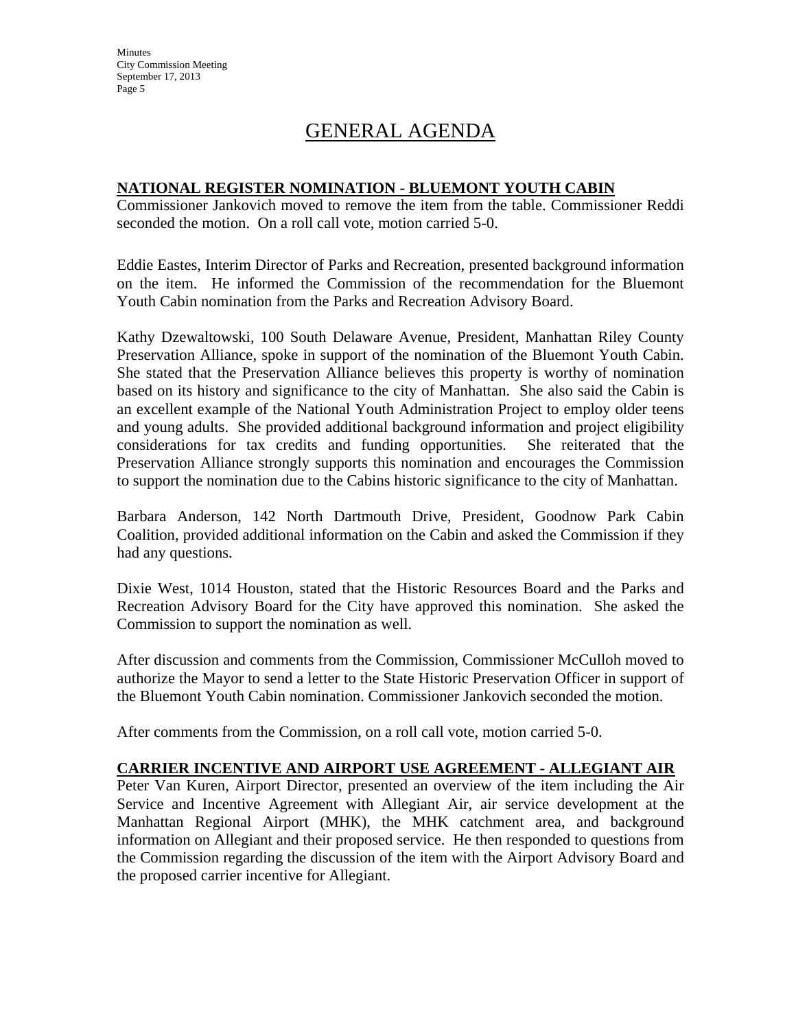# GENERAL AGENDA

**NATIONAL REGISTER NOMINATION - BLUEMONT YOUTH CABIN**

Commissioner Jankovich moved to remove the item from the table. Commissioner Reddi seconded the motion. On a roll call vote, motion carried 5-0.

Eddie Eastes, Interim Director of Parks and Recreation, presented background information on the item. He informed the Commission of the recommendation for the Bluemont Youth Cabin nomination from the Parks and Recreation Advisory Board.

Kathy Dzewaltowski, 100 South Delaware Avenue, President, Manhattan Riley County Preservation Alliance, spoke in support of the nomination of the Bluemont Youth Cabin. She stated that the Preservation Alliance believes this property is worthy of nomination based on its history and significance to the city of Manhattan. She also said the Cabin is an excellent example of the National Youth Administration Project to employ older teens and young adults. She provided additional background information and project eligibility considerations for tax credits and funding opportunities. She reiterated that the Preservation Alliance strongly supports this nomination and encourages the Commission to support the nomination due to the Cabins historic significance to the city of Manhattan.

Barbara Anderson, 142 North Dartmouth Drive, President, Goodnow Park Cabin Coalition, provided additional information on the Cabin and asked the Commission if they had any questions.

Dixie West, 1014 Houston, stated that the Historic Resources Board and the Parks and Recreation Advisory Board for the City have approved this nomination. She asked the Commission to support the nomination as well.

After discussion and comments from the Commission, Commissioner McCulloh moved to authorize the Mayor to send a letter to the State Historic Preservation Officer in support of the Bluemont Youth Cabin nomination. Commissioner Jankovich seconded the motion.

After comments from the Commission, on a roll call vote, motion carried 5-0.

**CARRIER INCENTIVE AND AIRPORT USE AGREEMENT - ALLEGIANT AIR**

Peter Van Kuren, Airport Director, presented an overview of the item including the Air Service and Incentive Agreement with Allegiant Air, air service development at the Manhattan Regional Airport (MHK), the MHK catchment area, and background information on Allegiant and their proposed service. He then responded to questions from the Commission regarding the discussion of the item with the Airport Advisory Board and the proposed carrier incentive for Allegiant.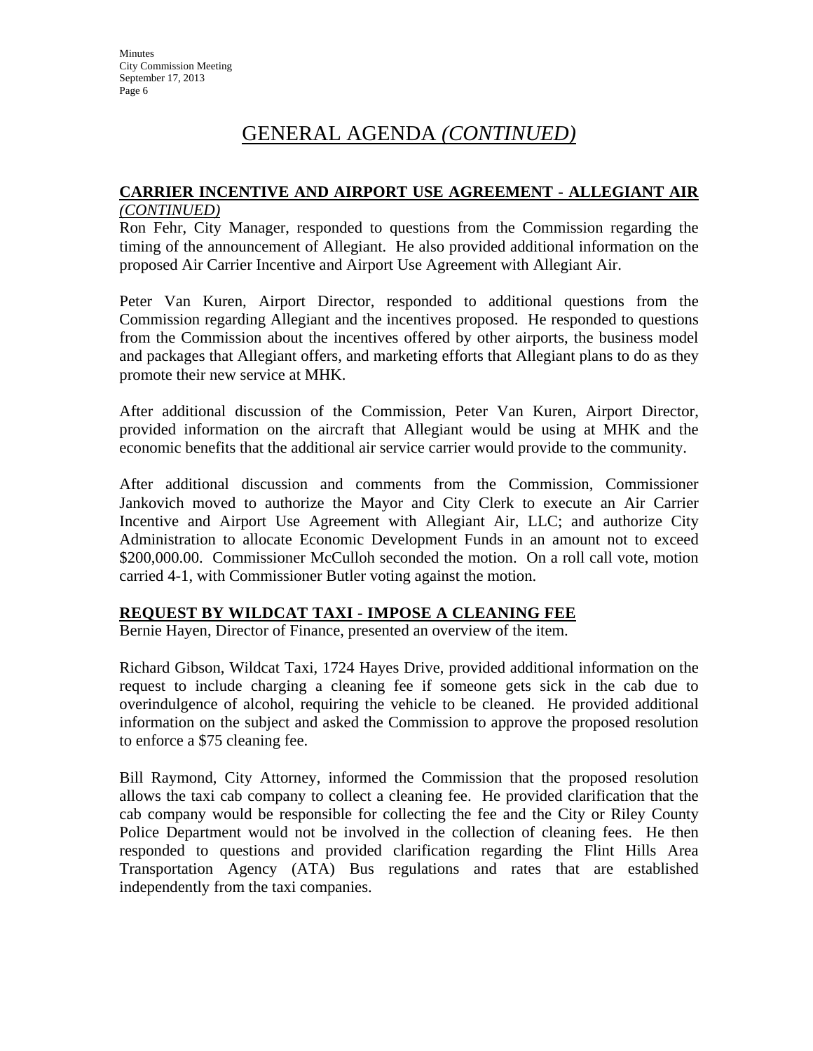# GENERAL AGENDA *(CONTINUED)*

**CARRIER INCENTIVE AND AIRPORT USE AGREEMENT - ALLEGIANT AIR** *(CONTINUED)*

Ron Fehr, City Manager, responded to questions from the Commission regarding the timing of the announcement of Allegiant. He also provided additional information on the proposed Air Carrier Incentive and Airport Use Agreement with Allegiant Air.

Peter Van Kuren, Airport Director, responded to additional questions from the Commission regarding Allegiant and the incentives proposed. He responded to questions from the Commission about the incentives offered by other airports, the business model and packages that Allegiant offers, and marketing efforts that Allegiant plans to do as they promote their new service at MHK.

After additional discussion of the Commission, Peter Van Kuren, Airport Director, provided information on the aircraft that Allegiant would be using at MHK and the economic benefits that the additional air service carrier would provide to the community.

After additional discussion and comments from the Commission, Commissioner Jankovich moved to authorize the Mayor and City Clerk to execute an Air Carrier Incentive and Airport Use Agreement with Allegiant Air, LLC; and authorize City Administration to allocate Economic Development Funds in an amount not to exceed $200,000.00. Commissioner McCulloh seconded the motion. On a roll call vote, motion carried 4-1, with Commissioner Butler voting against the motion.

**REQUEST BY WILDCAT TAXI - IMPOSE A CLEANING FEE**

Bernie Hayen, Director of Finance, presented an overview of the item.

Richard Gibson, Wildcat Taxi, 1724 Hayes Drive, provided additional information on the request to include charging a cleaning fee if someone gets sick in the cab due to overindulgence of alcohol, requiring the vehicle to be cleaned. He provided additional information on the subject and asked the Commission to approve the proposed resolution to enforce a $75 cleaning fee.

Bill Raymond, City Attorney, informed the Commission that the proposed resolution allows the taxi cab company to collect a cleaning fee. He provided clarification that the cab company would be responsible for collecting the fee and the City or Riley County Police Department would not be involved in the collection of cleaning fees. He then responded to questions and provided clarification regarding the Flint Hills Area Transportation Agency (ATA) Bus regulations and rates that are established independently from the taxi companies.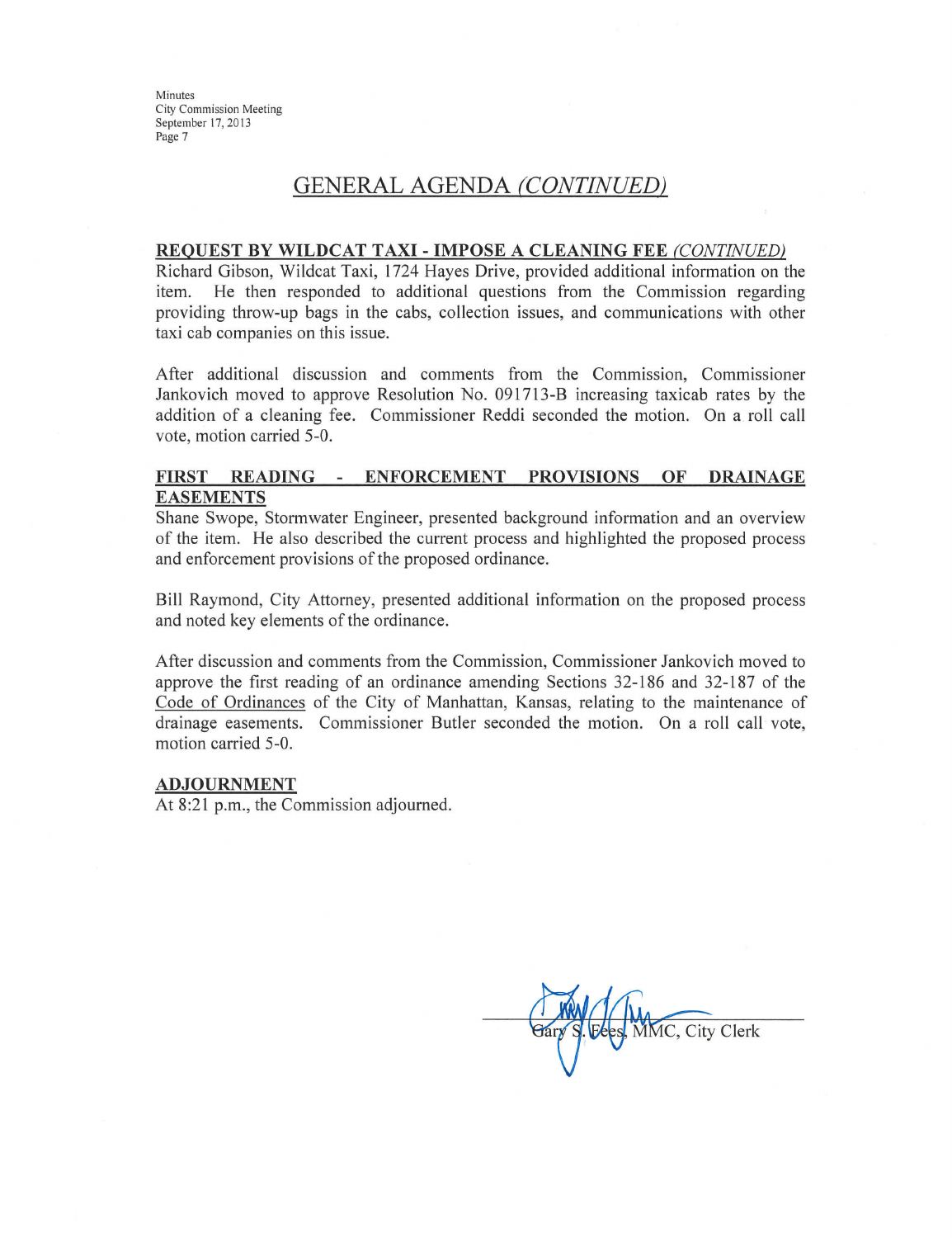## GENERAL AGENDA *(CONTINUED)*

**REQUEST BY WILDCAT TAXI - IMPOSE A CLEANING FEE *(CONTINUED)***

Richard Gibson, Wildcat Taxi, 1724 Hayes Drive, provided additional information on the item. He then responded to additional questions from the Commission regarding providing throw-up bags in the cabs, collection issues, and communications with other taxi cab companies on this issue.

After additional discussion and comments from the Commission, Commissioner Jankovich moved to approve Resolution No. 091713-B increasing taxicab rates by the addition of a cleaning fee. Commissioner Reddi seconded the motion. On a roll call vote, motion carried 5-0.

**FIRST READING - ENFORCEMENT PROVISIONS OF DRAINAGE EASEMENTS**

Shane Swope, Stormwater Engineer, presented background information and an overview of the item. He also described the current process and highlighted the proposed process and enforcement provisions of the proposed ordinance.

Bill Raymond, City Attorney, presented additional information on the proposed process and noted key elements of the ordinance.

After discussion and comments from the Commission, Commissioner Jankovich moved to approve the first reading of an ordinance amending Sections 32-186 and 32-187 of the Code of Ordinances of the City of Manhattan, Kansas, relating to the maintenance of drainage easements. Commissioner Butler seconded the motion. On a roll call vote, motion carried 5-0.

**ADJOURNMENT**

At 8:21 p.m., the Commission adjourned.

Gary S. Fees, MMC, City Clerk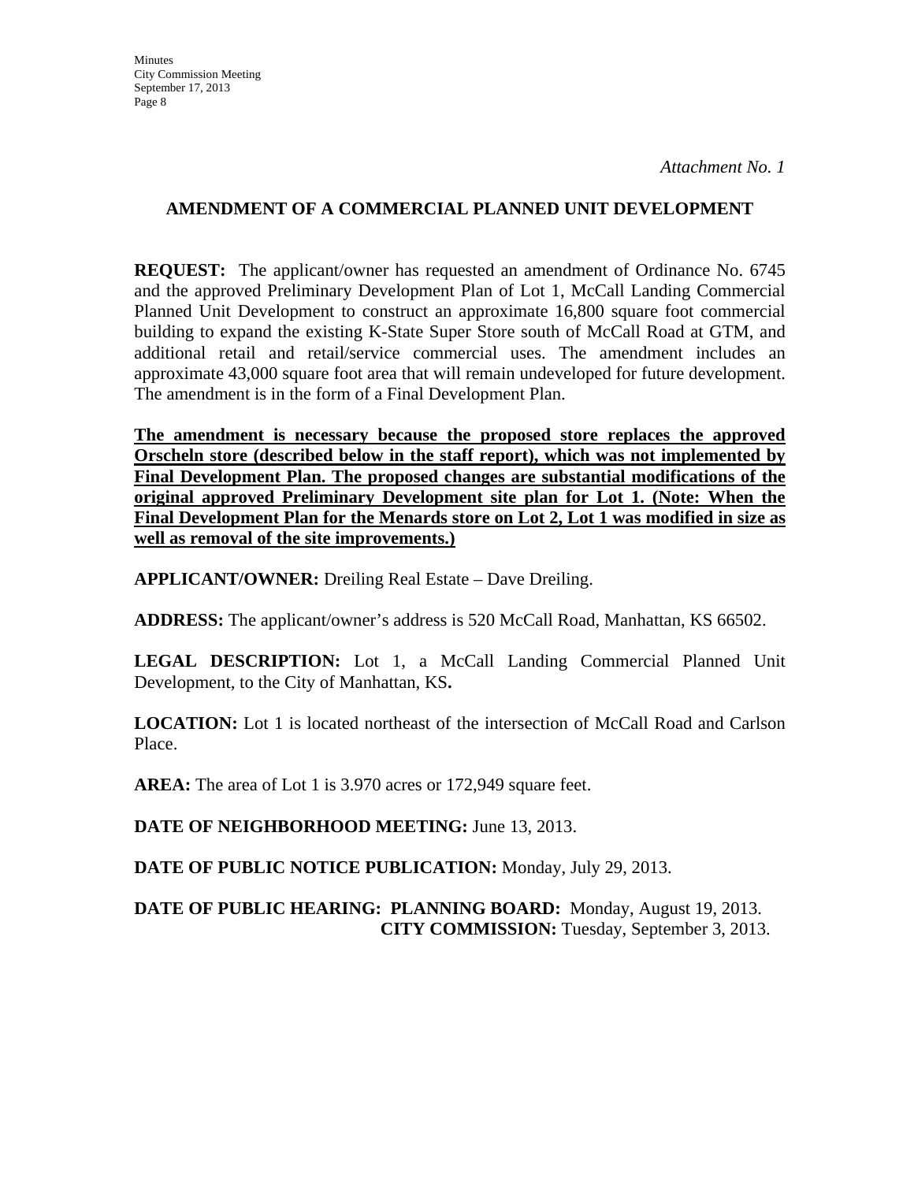*Attachment No. 1*

## AMENDMENT OF A COMMERCIAL PLANNED UNIT DEVELOPMENT

**REQUEST:** The applicant/owner has requested an amendment of Ordinance No. 6745 and the approved Preliminary Development Plan of Lot 1, McCall Landing Commercial Planned Unit Development to construct an approximate 16,800 square foot commercial building to expand the existing K-State Super Store south of McCall Road at GTM, and additional retail and retail/service commercial uses. The amendment includes an approximate 43,000 square foot area that will remain undeveloped for future development. The amendment is in the form of a Final Development Plan.

<u>**The amendment is necessary because the proposed store replaces the approved Orscheln store (described below in the staff report), which was not implemented by Final Development Plan. The proposed changes are substantial modifications of the original approved Preliminary Development site plan for Lot 1. (Note: When the Final Development Plan for the Menards store on Lot 2, Lot 1 was modified in size as well as removal of the site improvements.)**</u>

**APPLICANT/OWNER:** Dreiling Real Estate – Dave Dreiling.

**ADDRESS:** The applicant/owner's address is 520 McCall Road, Manhattan, KS 66502.

**LEGAL DESCRIPTION:** Lot 1, a McCall Landing Commercial Planned Unit Development, to the City of Manhattan, KS**.**

**LOCATION:** Lot 1 is located northeast of the intersection of McCall Road and Carlson Place.

**AREA:** The area of Lot 1 is 3.970 acres or 172,949 square feet.

**DATE OF NEIGHBORHOOD MEETING:** June 13, 2013.

**DATE OF PUBLIC NOTICE PUBLICATION:** Monday, July 29, 2013.

**DATE OF PUBLIC HEARING: PLANNING BOARD:** Monday, August 19, 2013.
**CITY COMMISSION:** Tuesday, September 3, 2013.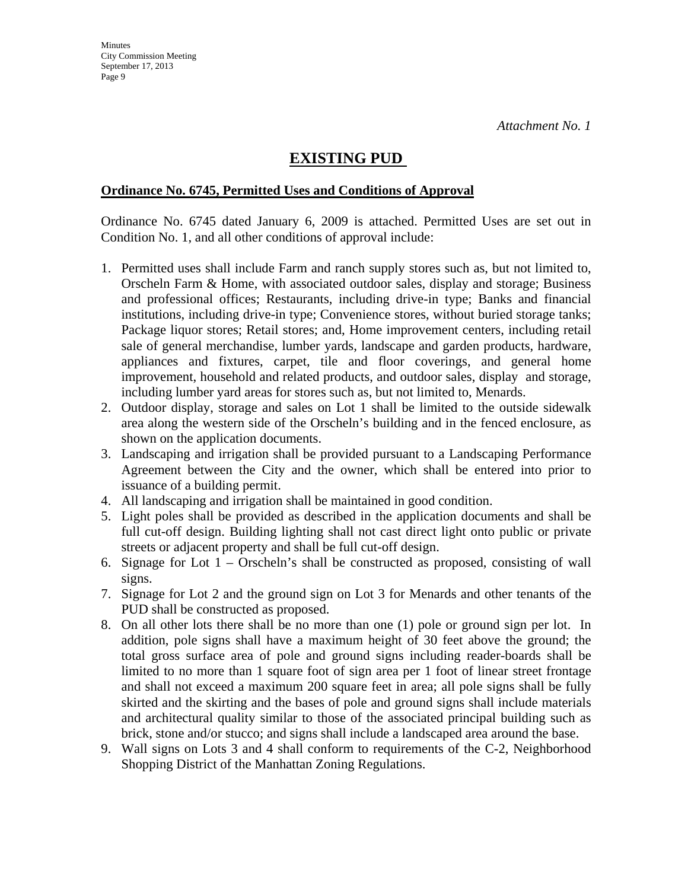*Attachment No. 1*

# EXISTING PUD

**Ordinance No. 6745, Permitted Uses and Conditions of Approval**

Ordinance No. 6745 dated January 6, 2009 is attached. Permitted Uses are set out in Condition No. 1, and all other conditions of approval include:

1. Permitted uses shall include Farm and ranch supply stores such as, but not limited to, Orscheln Farm & Home, with associated outdoor sales, display and storage; Business and professional offices; Restaurants, including drive-in type; Banks and financial institutions, including drive-in type; Convenience stores, without buried storage tanks; Package liquor stores; Retail stores; and, Home improvement centers, including retail sale of general merchandise, lumber yards, landscape and garden products, hardware, appliances and fixtures, carpet, tile and floor coverings, and general home improvement, household and related products, and outdoor sales, display and storage, including lumber yard areas for stores such as, but not limited to, Menards.
2. Outdoor display, storage and sales on Lot 1 shall be limited to the outside sidewalk area along the western side of the Orscheln's building and in the fenced enclosure, as shown on the application documents.
3. Landscaping and irrigation shall be provided pursuant to a Landscaping Performance Agreement between the City and the owner, which shall be entered into prior to issuance of a building permit.
4. All landscaping and irrigation shall be maintained in good condition.
5. Light poles shall be provided as described in the application documents and shall be full cut-off design. Building lighting shall not cast direct light onto public or private streets or adjacent property and shall be full cut-off design.
6. Signage for Lot 1 – Orscheln's shall be constructed as proposed, consisting of wall signs.
7. Signage for Lot 2 and the ground sign on Lot 3 for Menards and other tenants of the PUD shall be constructed as proposed.
8. On all other lots there shall be no more than one (1) pole or ground sign per lot. In addition, pole signs shall have a maximum height of 30 feet above the ground; the total gross surface area of pole and ground signs including reader-boards shall be limited to no more than 1 square foot of sign area per 1 foot of linear street frontage and shall not exceed a maximum 200 square feet in area; all pole signs shall be fully skirted and the skirting and the bases of pole and ground signs shall include materials and architectural quality similar to those of the associated principal building such as brick, stone and/or stucco; and signs shall include a landscaped area around the base.
9. Wall signs on Lots 3 and 4 shall conform to requirements of the C-2, Neighborhood Shopping District of the Manhattan Zoning Regulations.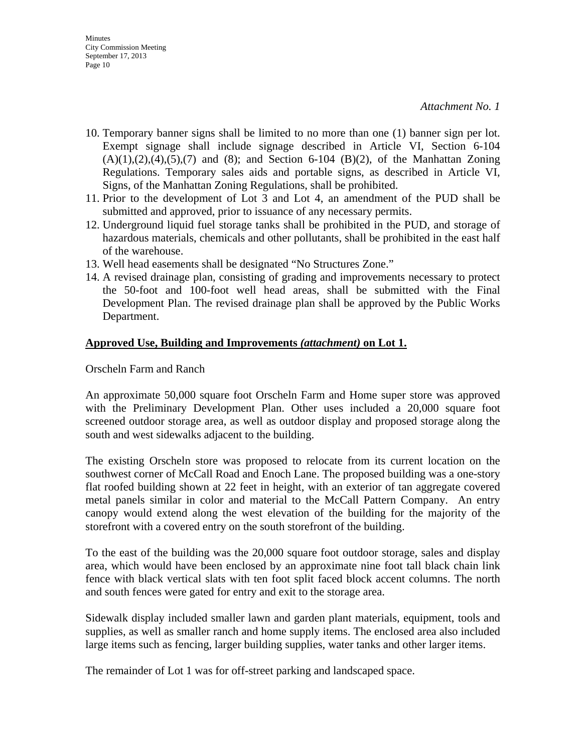*Attachment No. 1*

10. Temporary banner signs shall be limited to no more than one (1) banner sign per lot. Exempt signage shall include signage described in Article VI, Section 6-104 (A)(1),(2),(4),(5),(7) and (8); and Section 6-104 (B)(2), of the Manhattan Zoning Regulations. Temporary sales aids and portable signs, as described in Article VI, Signs, of the Manhattan Zoning Regulations, shall be prohibited.
11. Prior to the development of Lot 3 and Lot 4, an amendment of the PUD shall be submitted and approved, prior to issuance of any necessary permits.
12. Underground liquid fuel storage tanks shall be prohibited in the PUD, and storage of hazardous materials, chemicals and other pollutants, shall be prohibited in the east half of the warehouse.
13. Well head easements shall be designated "No Structures Zone."
14. A revised drainage plan, consisting of grading and improvements necessary to protect the 50-foot and 100-foot well head areas, shall be submitted with the Final Development Plan. The revised drainage plan shall be approved by the Public Works Department.

**Approved Use, Building and Improvements *(attachment)* on Lot 1.**

Orscheln Farm and Ranch

An approximate 50,000 square foot Orscheln Farm and Home super store was approved with the Preliminary Development Plan. Other uses included a 20,000 square foot screened outdoor storage area, as well as outdoor display and proposed storage along the south and west sidewalks adjacent to the building.

The existing Orscheln store was proposed to relocate from its current location on the southwest corner of McCall Road and Enoch Lane. The proposed building was a one-story flat roofed building shown at 22 feet in height, with an exterior of tan aggregate covered metal panels similar in color and material to the McCall Pattern Company. An entry canopy would extend along the west elevation of the building for the majority of the storefront with a covered entry on the south storefront of the building.

To the east of the building was the 20,000 square foot outdoor storage, sales and display area, which would have been enclosed by an approximate nine foot tall black chain link fence with black vertical slats with ten foot split faced block accent columns. The north and south fences were gated for entry and exit to the storage area.

Sidewalk display included smaller lawn and garden plant materials, equipment, tools and supplies, as well as smaller ranch and home supply items. The enclosed area also included large items such as fencing, larger building supplies, water tanks and other larger items.

The remainder of Lot 1 was for off-street parking and landscaped space.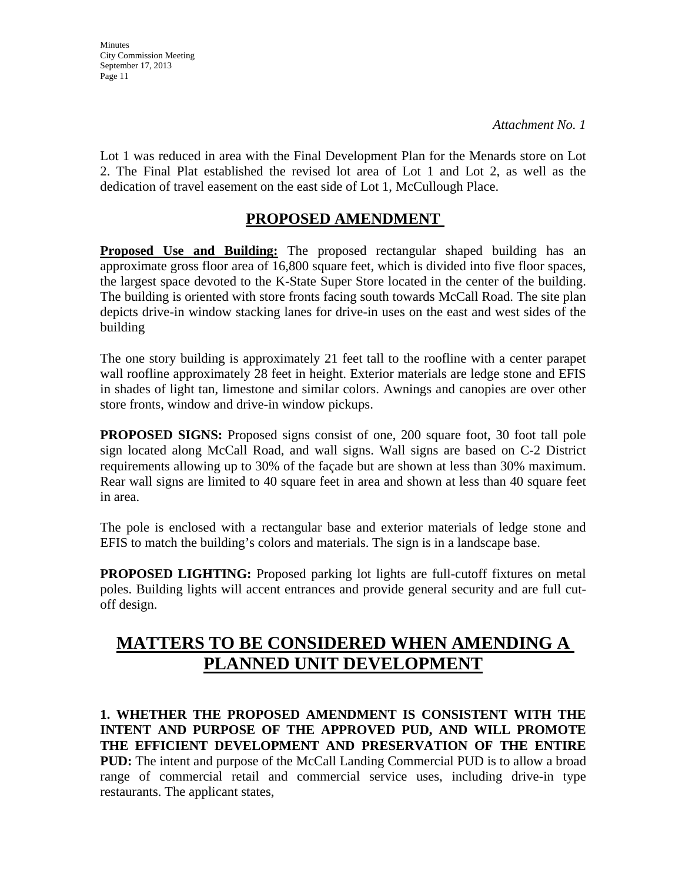*Attachment No. 1*

Lot 1 was reduced in area with the Final Development Plan for the Menards store on Lot 2. The Final Plat established the revised lot area of Lot 1 and Lot 2, as well as the dedication of travel easement on the east side of Lot 1, McCullough Place.

## PROPOSED AMENDMENT

**Proposed Use and Building:** The proposed rectangular shaped building has an approximate gross floor area of 16,800 square feet, which is divided into five floor spaces, the largest space devoted to the K-State Super Store located in the center of the building. The building is oriented with store fronts facing south towards McCall Road. The site plan depicts drive-in window stacking lanes for drive-in uses on the east and west sides of the building

The one story building is approximately 21 feet tall to the roofline with a center parapet wall roofline approximately 28 feet in height. Exterior materials are ledge stone and EFIS in shades of light tan, limestone and similar colors. Awnings and canopies are over other store fronts, window and drive-in window pickups.

**PROPOSED SIGNS:** Proposed signs consist of one, 200 square foot, 30 foot tall pole sign located along McCall Road, and wall signs. Wall signs are based on C-2 District requirements allowing up to 30% of the façade but are shown at less than 30% maximum. Rear wall signs are limited to 40 square feet in area and shown at less than 40 square feet in area.

The pole is enclosed with a rectangular base and exterior materials of ledge stone and EFIS to match the building's colors and materials. The sign is in a landscape base.

**PROPOSED LIGHTING:** Proposed parking lot lights are full-cutoff fixtures on metal poles. Building lights will accent entrances and provide general security and are full cut-off design.

# MATTERS TO BE CONSIDERED WHEN AMENDING A PLANNED UNIT DEVELOPMENT

**1. WHETHER THE PROPOSED AMENDMENT IS CONSISTENT WITH THE INTENT AND PURPOSE OF THE APPROVED PUD, AND WILL PROMOTE THE EFFICIENT DEVELOPMENT AND PRESERVATION OF THE ENTIRE PUD:** The intent and purpose of the McCall Landing Commercial PUD is to allow a broad range of commercial retail and commercial service uses, including drive-in type restaurants. The applicant states,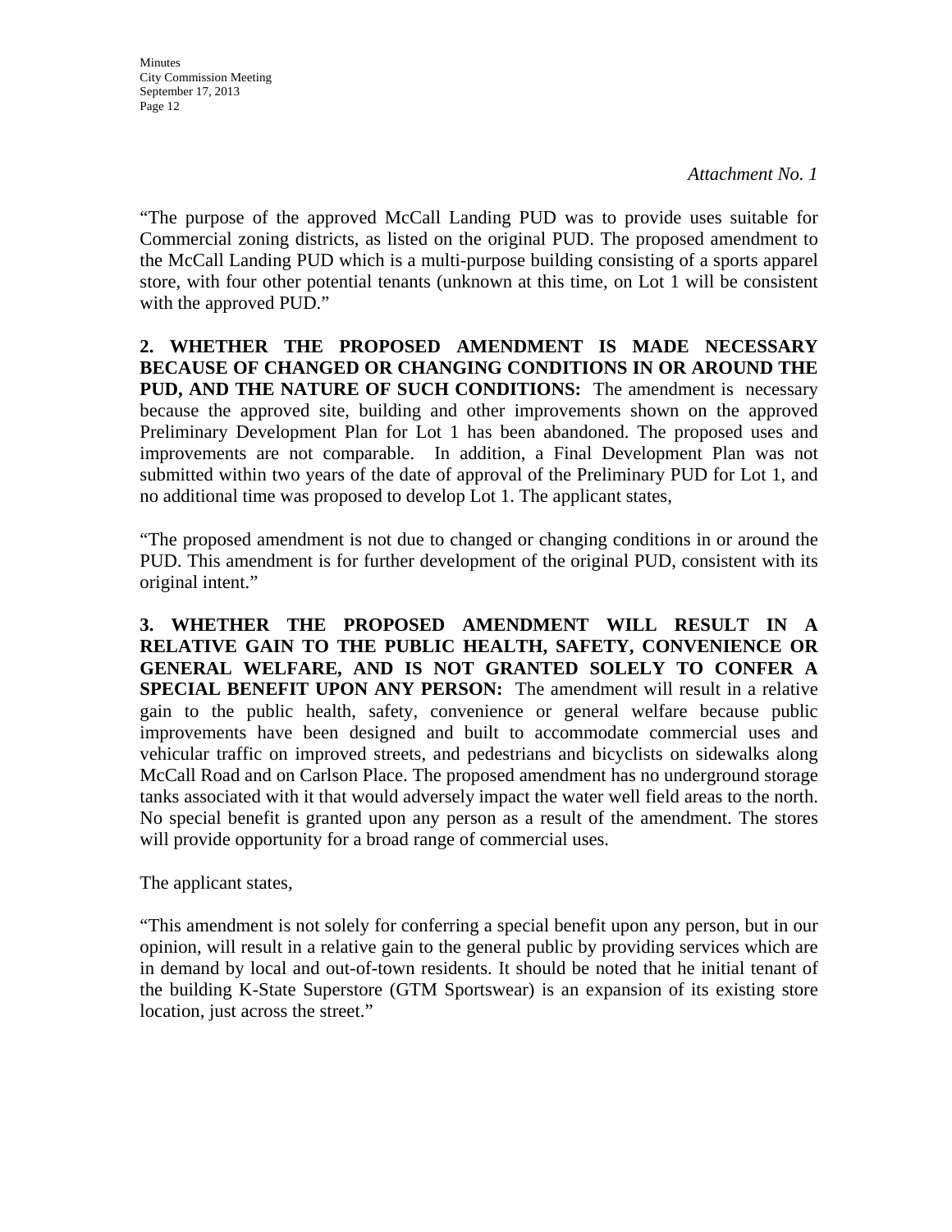*Attachment No. 1*

"The purpose of the approved McCall Landing PUD was to provide uses suitable for Commercial zoning districts, as listed on the original PUD. The proposed amendment to the McCall Landing PUD which is a multi-purpose building consisting of a sports apparel store, with four other potential tenants (unknown at this time, on Lot 1 will be consistent with the approved PUD."

**2. WHETHER THE PROPOSED AMENDMENT IS MADE NECESSARY BECAUSE OF CHANGED OR CHANGING CONDITIONS IN OR AROUND THE PUD, AND THE NATURE OF SUCH CONDITIONS:** The amendment is necessary because the approved site, building and other improvements shown on the approved Preliminary Development Plan for Lot 1 has been abandoned. The proposed uses and improvements are not comparable. In addition, a Final Development Plan was not submitted within two years of the date of approval of the Preliminary PUD for Lot 1, and no additional time was proposed to develop Lot 1. The applicant states,

"The proposed amendment is not due to changed or changing conditions in or around the PUD. This amendment is for further development of the original PUD, consistent with its original intent."

**3. WHETHER THE PROPOSED AMENDMENT WILL RESULT IN A RELATIVE GAIN TO THE PUBLIC HEALTH, SAFETY, CONVENIENCE OR GENERAL WELFARE, AND IS NOT GRANTED SOLELY TO CONFER A SPECIAL BENEFIT UPON ANY PERSON:** The amendment will result in a relative gain to the public health, safety, convenience or general welfare because public improvements have been designed and built to accommodate commercial uses and vehicular traffic on improved streets, and pedestrians and bicyclists on sidewalks along McCall Road and on Carlson Place. The proposed amendment has no underground storage tanks associated with it that would adversely impact the water well field areas to the north. No special benefit is granted upon any person as a result of the amendment. The stores will provide opportunity for a broad range of commercial uses.

The applicant states,

"This amendment is not solely for conferring a special benefit upon any person, but in our opinion, will result in a relative gain to the general public by providing services which are in demand by local and out-of-town residents. It should be noted that he initial tenant of the building K-State Superstore (GTM Sportswear) is an expansion of its existing store location, just across the street."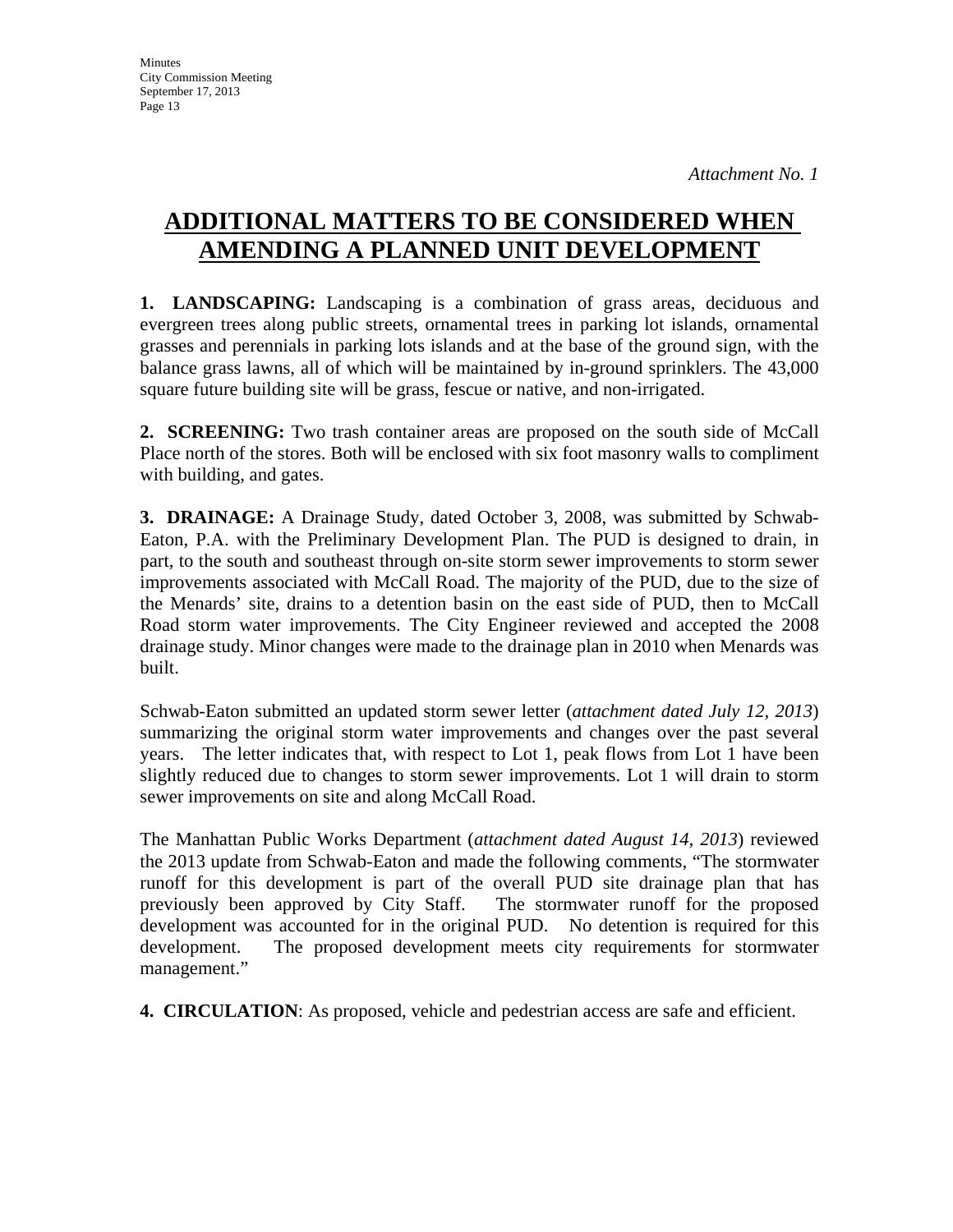*Attachment No. 1*

# ADDITIONAL MATTERS TO BE CONSIDERED WHEN AMENDING A PLANNED UNIT DEVELOPMENT

**1. LANDSCAPING:** Landscaping is a combination of grass areas, deciduous and evergreen trees along public streets, ornamental trees in parking lot islands, ornamental grasses and perennials in parking lots islands and at the base of the ground sign, with the balance grass lawns, all of which will be maintained by in-ground sprinklers. The 43,000 square future building site will be grass, fescue or native, and non-irrigated.

**2. SCREENING:** Two trash container areas are proposed on the south side of McCall Place north of the stores. Both will be enclosed with six foot masonry walls to compliment with building, and gates.

**3. DRAINAGE:** A Drainage Study, dated October 3, 2008, was submitted by Schwab-Eaton, P.A. with the Preliminary Development Plan. The PUD is designed to drain, in part, to the south and southeast through on-site storm sewer improvements to storm sewer improvements associated with McCall Road. The majority of the PUD, due to the size of the Menards' site, drains to a detention basin on the east side of PUD, then to McCall Road storm water improvements. The City Engineer reviewed and accepted the 2008 drainage study. Minor changes were made to the drainage plan in 2010 when Menards was built.

Schwab-Eaton submitted an updated storm sewer letter (*attachment dated July 12, 2013*) summarizing the original storm water improvements and changes over the past several years. The letter indicates that, with respect to Lot 1, peak flows from Lot 1 have been slightly reduced due to changes to storm sewer improvements. Lot 1 will drain to storm sewer improvements on site and along McCall Road.

The Manhattan Public Works Department (*attachment dated August 14, 2013*) reviewed the 2013 update from Schwab-Eaton and made the following comments, "The stormwater runoff for this development is part of the overall PUD site drainage plan that has previously been approved by City Staff. The stormwater runoff for the proposed development was accounted for in the original PUD. No detention is required for this development. The proposed development meets city requirements for stormwater management."

**4. CIRCULATION**: As proposed, vehicle and pedestrian access are safe and efficient.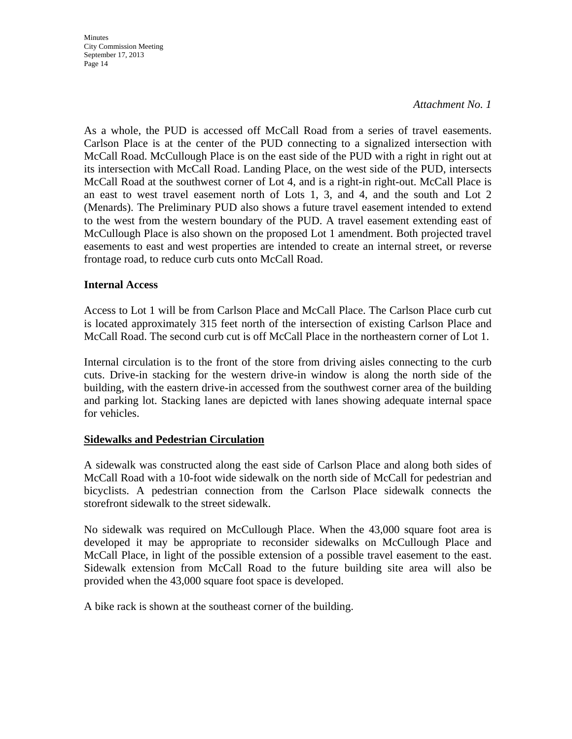*Attachment No. 1*

As a whole, the PUD is accessed off McCall Road from a series of travel easements. Carlson Place is at the center of the PUD connecting to a signalized intersection with McCall Road. McCullough Place is on the east side of the PUD with a right in right out at its intersection with McCall Road. Landing Place, on the west side of the PUD, intersects McCall Road at the southwest corner of Lot 4, and is a right-in right-out. McCall Place is an east to west travel easement north of Lots 1, 3, and 4, and the south and Lot 2 (Menards). The Preliminary PUD also shows a future travel easement intended to extend to the west from the western boundary of the PUD. A travel easement extending east of McCullough Place is also shown on the proposed Lot 1 amendment. Both projected travel easements to east and west properties are intended to create an internal street, or reverse frontage road, to reduce curb cuts onto McCall Road.

**Internal Access**

Access to Lot 1 will be from Carlson Place and McCall Place. The Carlson Place curb cut is located approximately 315 feet north of the intersection of existing Carlson Place and McCall Road. The second curb cut is off McCall Place in the northeastern corner of Lot 1.

Internal circulation is to the front of the store from driving aisles connecting to the curb cuts. Drive-in stacking for the western drive-in window is along the north side of the building, with the eastern drive-in accessed from the southwest corner area of the building and parking lot. Stacking lanes are depicted with lanes showing adequate internal space for vehicles.

**Sidewalks and Pedestrian Circulation**

A sidewalk was constructed along the east side of Carlson Place and along both sides of McCall Road with a 10-foot wide sidewalk on the north side of McCall for pedestrian and bicyclists. A pedestrian connection from the Carlson Place sidewalk connects the storefront sidewalk to the street sidewalk.

No sidewalk was required on McCullough Place. When the 43,000 square foot area is developed it may be appropriate to reconsider sidewalks on McCullough Place and McCall Place, in light of the possible extension of a possible travel easement to the east. Sidewalk extension from McCall Road to the future building site area will also be provided when the 43,000 square foot space is developed.

A bike rack is shown at the southeast corner of the building.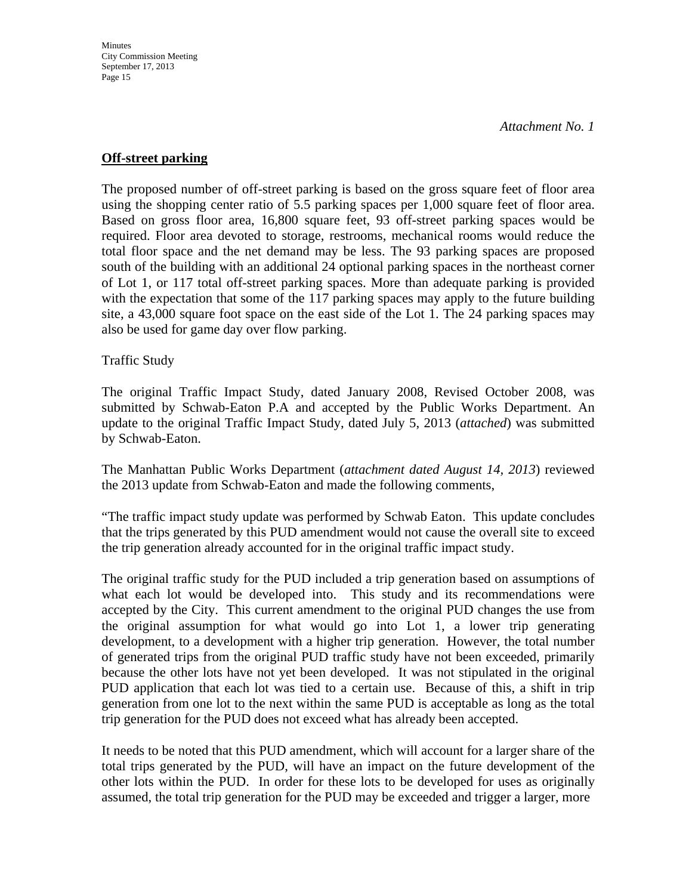*Attachment No. 1*

**Off-street parking**

The proposed number of off-street parking is based on the gross square feet of floor area using the shopping center ratio of 5.5 parking spaces per 1,000 square feet of floor area. Based on gross floor area, 16,800 square feet, 93 off-street parking spaces would be required. Floor area devoted to storage, restrooms, mechanical rooms would reduce the total floor space and the net demand may be less. The 93 parking spaces are proposed south of the building with an additional 24 optional parking spaces in the northeast corner of Lot 1, or 117 total off-street parking spaces. More than adequate parking is provided with the expectation that some of the 117 parking spaces may apply to the future building site, a 43,000 square foot space on the east side of the Lot 1. The 24 parking spaces may also be used for game day over flow parking.

Traffic Study

The original Traffic Impact Study, dated January 2008, Revised October 2008, was submitted by Schwab-Eaton P.A and accepted by the Public Works Department. An update to the original Traffic Impact Study, dated July 5, 2013 (*attached*) was submitted by Schwab-Eaton.

The Manhattan Public Works Department (*attachment dated August 14, 2013*) reviewed the 2013 update from Schwab-Eaton and made the following comments,

"The traffic impact study update was performed by Schwab Eaton. This update concludes that the trips generated by this PUD amendment would not cause the overall site to exceed the trip generation already accounted for in the original traffic impact study.

The original traffic study for the PUD included a trip generation based on assumptions of what each lot would be developed into. This study and its recommendations were accepted by the City. This current amendment to the original PUD changes the use from the original assumption for what would go into Lot 1, a lower trip generating development, to a development with a higher trip generation. However, the total number of generated trips from the original PUD traffic study have not been exceeded, primarily because the other lots have not yet been developed. It was not stipulated in the original PUD application that each lot was tied to a certain use. Because of this, a shift in trip generation from one lot to the next within the same PUD is acceptable as long as the total trip generation for the PUD does not exceed what has already been accepted.

It needs to be noted that this PUD amendment, which will account for a larger share of the total trips generated by the PUD, will have an impact on the future development of the other lots within the PUD. In order for these lots to be developed for uses as originally assumed, the total trip generation for the PUD may be exceeded and trigger a larger, more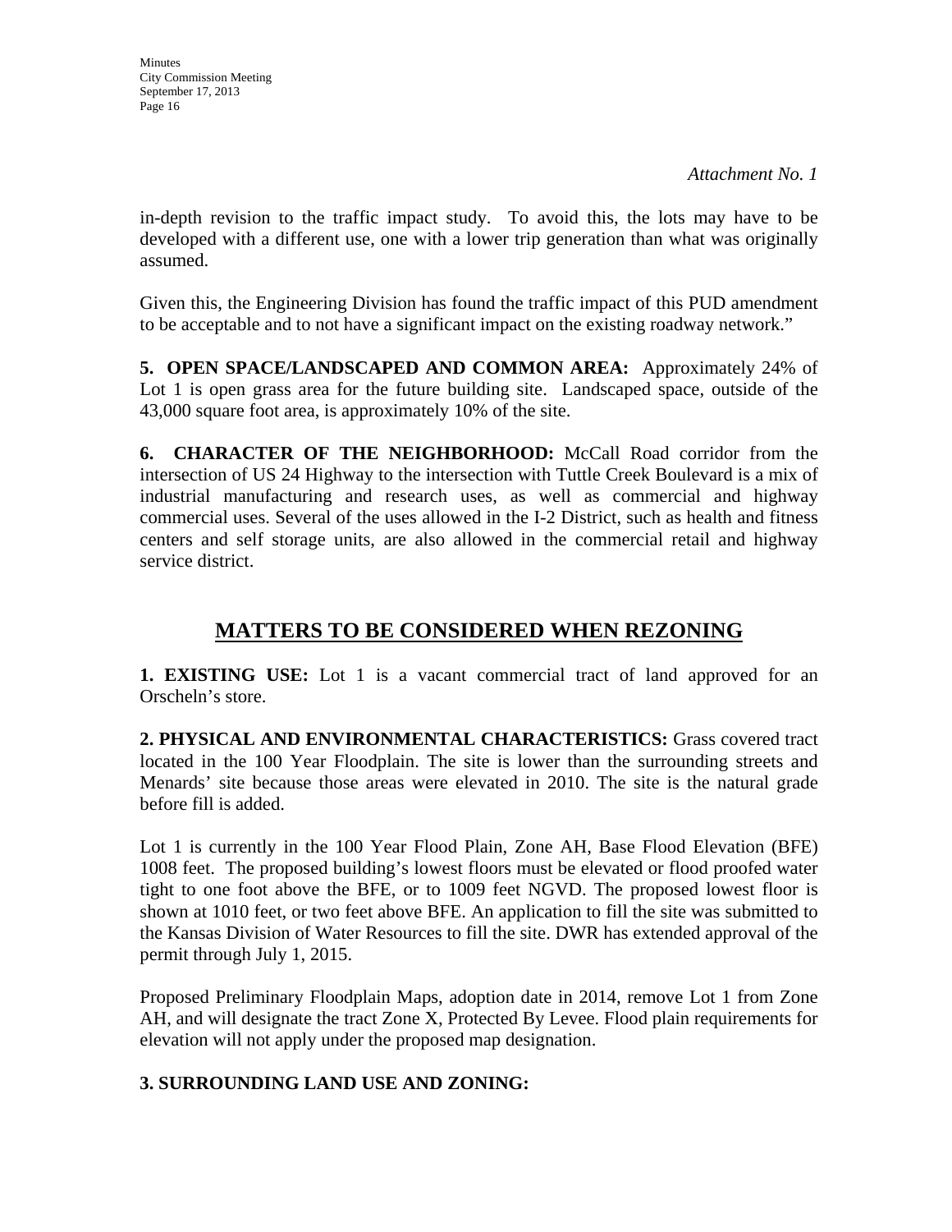*Attachment No. 1*

in-depth revision to the traffic impact study. To avoid this, the lots may have to be developed with a different use, one with a lower trip generation than what was originally assumed.

Given this, the Engineering Division has found the traffic impact of this PUD amendment to be acceptable and to not have a significant impact on the existing roadway network."

**5. OPEN SPACE/LANDSCAPED AND COMMON AREA:** Approximately 24% of Lot 1 is open grass area for the future building site. Landscaped space, outside of the 43,000 square foot area, is approximately 10% of the site.

**6. CHARACTER OF THE NEIGHBORHOOD:** McCall Road corridor from the intersection of US 24 Highway to the intersection with Tuttle Creek Boulevard is a mix of industrial manufacturing and research uses, as well as commercial and highway commercial uses. Several of the uses allowed in the I-2 District, such as health and fitness centers and self storage units, are also allowed in the commercial retail and highway service district.

## MATTERS TO BE CONSIDERED WHEN REZONING

**1. EXISTING USE:** Lot 1 is a vacant commercial tract of land approved for an Orscheln's store.

**2. PHYSICAL AND ENVIRONMENTAL CHARACTERISTICS:** Grass covered tract located in the 100 Year Floodplain. The site is lower than the surrounding streets and Menards' site because those areas were elevated in 2010. The site is the natural grade before fill is added.

Lot 1 is currently in the 100 Year Flood Plain, Zone AH, Base Flood Elevation (BFE) 1008 feet. The proposed building's lowest floors must be elevated or flood proofed water tight to one foot above the BFE, or to 1009 feet NGVD. The proposed lowest floor is shown at 1010 feet, or two feet above BFE. An application to fill the site was submitted to the Kansas Division of Water Resources to fill the site. DWR has extended approval of the permit through July 1, 2015.

Proposed Preliminary Floodplain Maps, adoption date in 2014, remove Lot 1 from Zone AH, and will designate the tract Zone X, Protected By Levee. Flood plain requirements for elevation will not apply under the proposed map designation.

**3. SURROUNDING LAND USE AND ZONING:**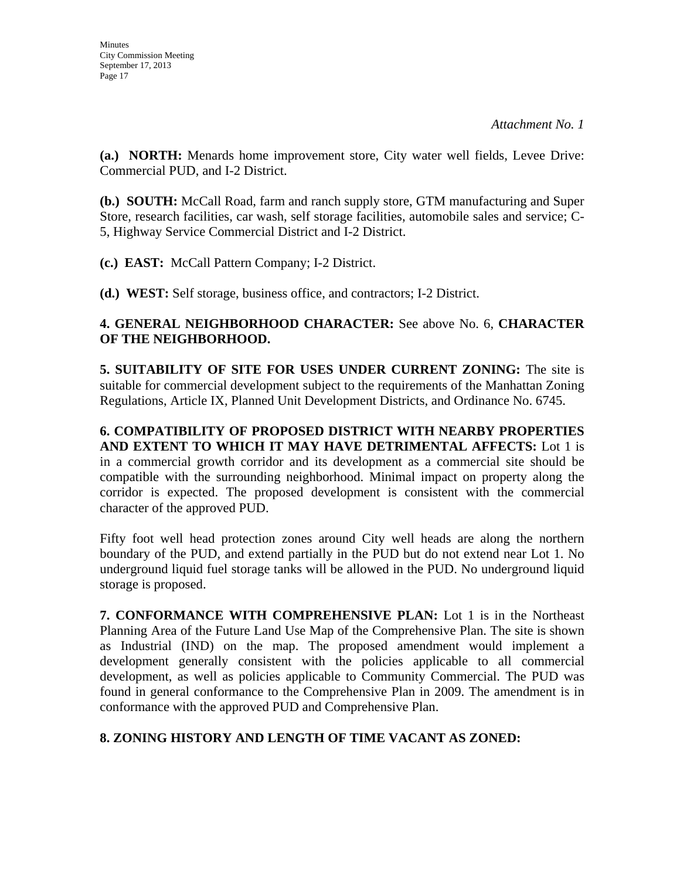*Attachment No. 1*

**(a.) NORTH:** Menards home improvement store, City water well fields, Levee Drive: Commercial PUD, and I-2 District.

**(b.) SOUTH:** McCall Road, farm and ranch supply store, GTM manufacturing and Super Store, research facilities, car wash, self storage facilities, automobile sales and service; C-5, Highway Service Commercial District and I-2 District.

**(c.) EAST:** McCall Pattern Company; I-2 District.

**(d.) WEST:** Self storage, business office, and contractors; I-2 District.

**4. GENERAL NEIGHBORHOOD CHARACTER:** See above No. 6, **CHARACTER OF THE NEIGHBORHOOD.**

**5. SUITABILITY OF SITE FOR USES UNDER CURRENT ZONING:** The site is suitable for commercial development subject to the requirements of the Manhattan Zoning Regulations, Article IX, Planned Unit Development Districts, and Ordinance No. 6745.

**6. COMPATIBILITY OF PROPOSED DISTRICT WITH NEARBY PROPERTIES AND EXTENT TO WHICH IT MAY HAVE DETRIMENTAL AFFECTS:** Lot 1 is in a commercial growth corridor and its development as a commercial site should be compatible with the surrounding neighborhood. Minimal impact on property along the corridor is expected. The proposed development is consistent with the commercial character of the approved PUD.

Fifty foot well head protection zones around City well heads are along the northern boundary of the PUD, and extend partially in the PUD but do not extend near Lot 1. No underground liquid fuel storage tanks will be allowed in the PUD. No underground liquid storage is proposed.

**7. CONFORMANCE WITH COMPREHENSIVE PLAN:** Lot 1 is in the Northeast Planning Area of the Future Land Use Map of the Comprehensive Plan. The site is shown as Industrial (IND) on the map. The proposed amendment would implement a development generally consistent with the policies applicable to all commercial development, as well as policies applicable to Community Commercial. The PUD was found in general conformance to the Comprehensive Plan in 2009. The amendment is in conformance with the approved PUD and Comprehensive Plan.

**8. ZONING HISTORY AND LENGTH OF TIME VACANT AS ZONED:**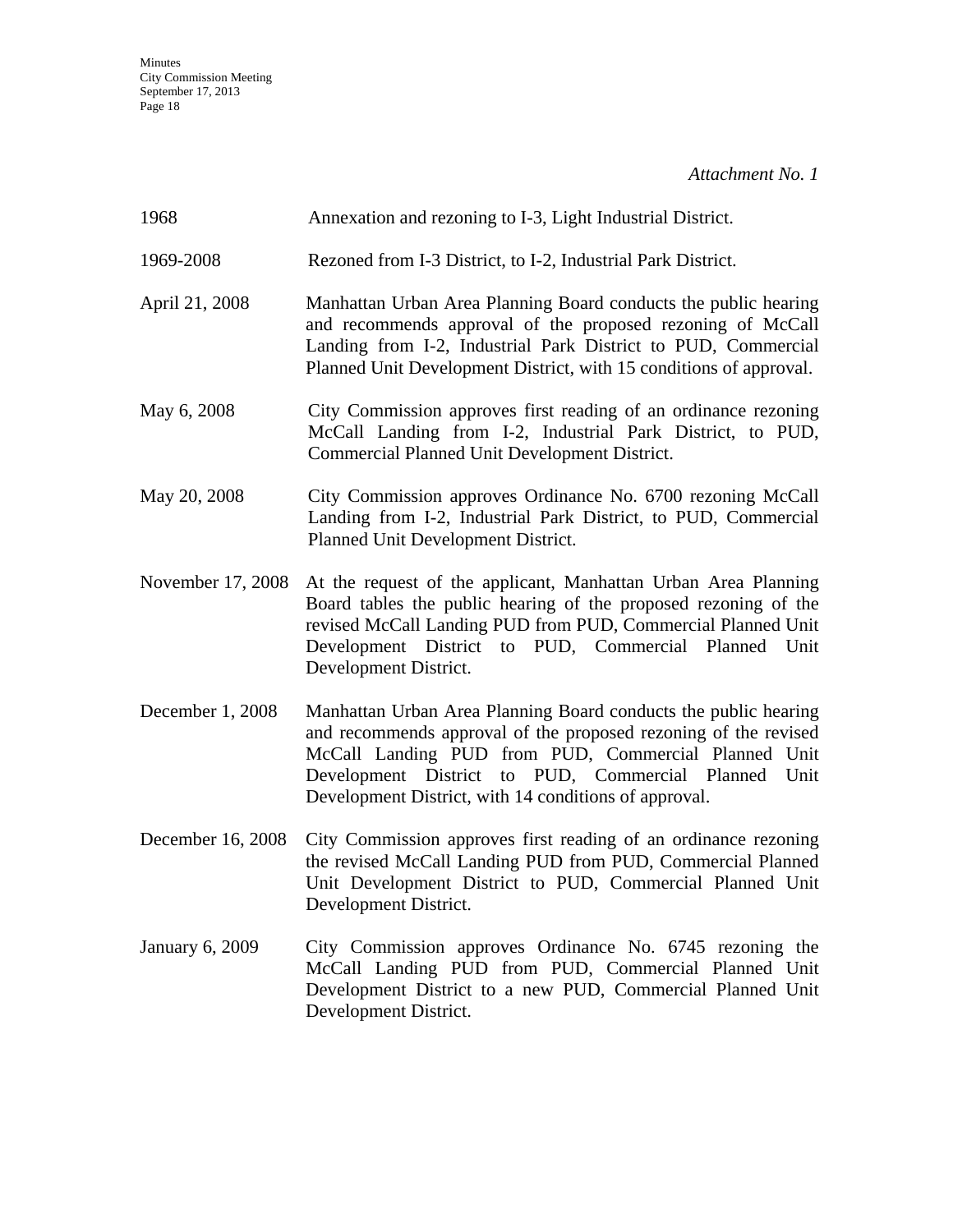*Attachment No. 1*

| | |
|---|---|
| 1968 | Annexation and rezoning to I-3, Light Industrial District. |
| 1969-2008 | Rezoned from I-3 District, to I-2, Industrial Park District. |
| April 21, 2008 | Manhattan Urban Area Planning Board conducts the public hearing and recommends approval of the proposed rezoning of McCall Landing from I-2, Industrial Park District to PUD, Commercial Planned Unit Development District, with 15 conditions of approval. |
| May 6, 2008 | City Commission approves first reading of an ordinance rezoning McCall Landing from I-2, Industrial Park District, to PUD, Commercial Planned Unit Development District. |
| May 20, 2008 | City Commission approves Ordinance No. 6700 rezoning McCall Landing from I-2, Industrial Park District, to PUD, Commercial Planned Unit Development District. |
| November 17, 2008 | At the request of the applicant, Manhattan Urban Area Planning Board tables the public hearing of the proposed rezoning of the revised McCall Landing PUD from PUD, Commercial Planned Unit Development District to PUD, Commercial Planned Unit Development District. |
| December 1, 2008 | Manhattan Urban Area Planning Board conducts the public hearing and recommends approval of the proposed rezoning of the revised McCall Landing PUD from PUD, Commercial Planned Unit Development District to PUD, Commercial Planned Unit Development District, with 14 conditions of approval. |
| December 16, 2008 | City Commission approves first reading of an ordinance rezoning the revised McCall Landing PUD from PUD, Commercial Planned Unit Development District to PUD, Commercial Planned Unit Development District. |
| January 6, 2009 | City Commission approves Ordinance No. 6745 rezoning the McCall Landing PUD from PUD, Commercial Planned Unit Development District to a new PUD, Commercial Planned Unit Development District. |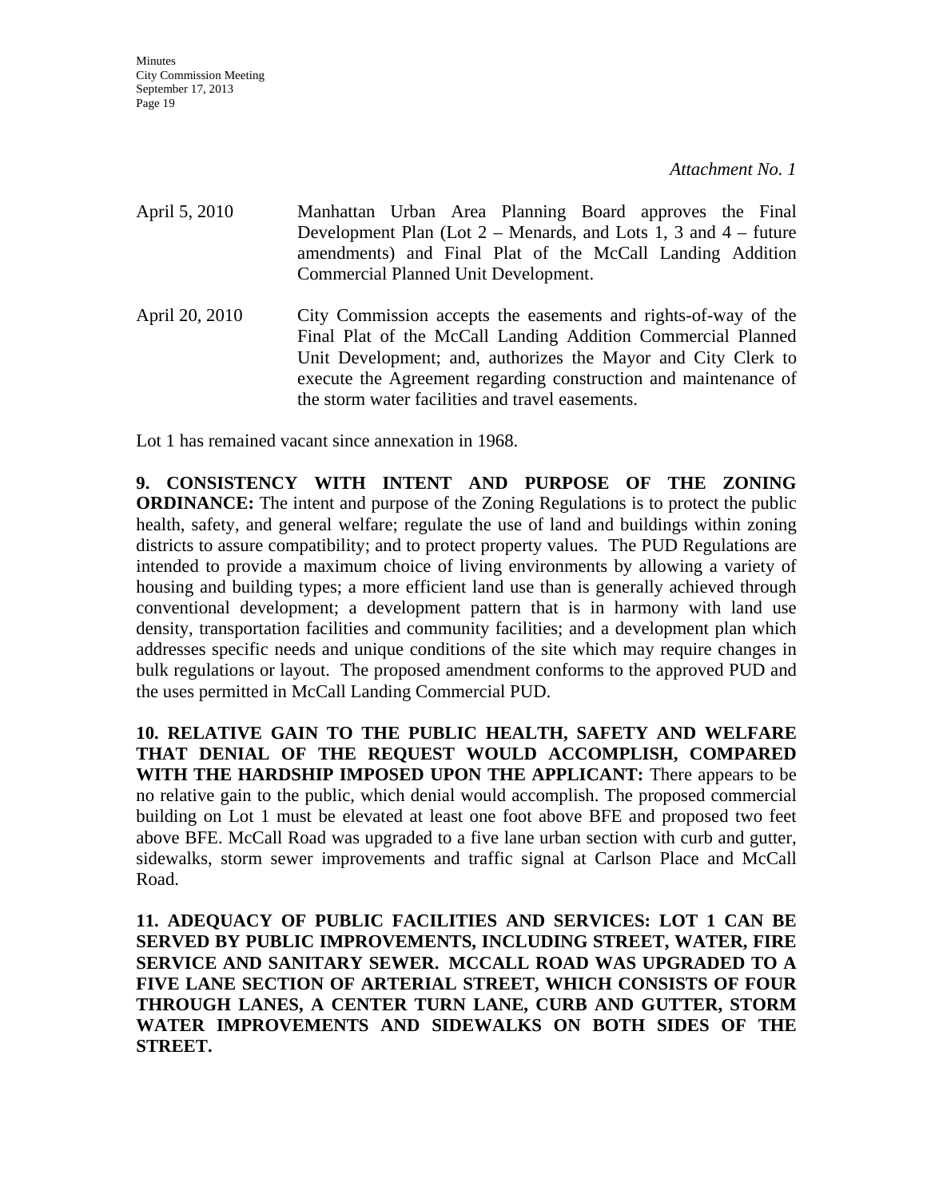*Attachment No. 1*

April 5, 2010 Manhattan Urban Area Planning Board approves the Final Development Plan (Lot 2 – Menards, and Lots 1, 3 and 4 – future amendments) and Final Plat of the McCall Landing Addition Commercial Planned Unit Development.

April 20, 2010 City Commission accepts the easements and rights-of-way of the Final Plat of the McCall Landing Addition Commercial Planned Unit Development; and, authorizes the Mayor and City Clerk to execute the Agreement regarding construction and maintenance of the storm water facilities and travel easements.

Lot 1 has remained vacant since annexation in 1968.

**9. CONSISTENCY WITH INTENT AND PURPOSE OF THE ZONING ORDINANCE:** The intent and purpose of the Zoning Regulations is to protect the public health, safety, and general welfare; regulate the use of land and buildings within zoning districts to assure compatibility; and to protect property values. The PUD Regulations are intended to provide a maximum choice of living environments by allowing a variety of housing and building types; a more efficient land use than is generally achieved through conventional development; a development pattern that is in harmony with land use density, transportation facilities and community facilities; and a development plan which addresses specific needs and unique conditions of the site which may require changes in bulk regulations or layout. The proposed amendment conforms to the approved PUD and the uses permitted in McCall Landing Commercial PUD.

**10. RELATIVE GAIN TO THE PUBLIC HEALTH, SAFETY AND WELFARE THAT DENIAL OF THE REQUEST WOULD ACCOMPLISH, COMPARED WITH THE HARDSHIP IMPOSED UPON THE APPLICANT:** There appears to be no relative gain to the public, which denial would accomplish. The proposed commercial building on Lot 1 must be elevated at least one foot above BFE and proposed two feet above BFE. McCall Road was upgraded to a five lane urban section with curb and gutter, sidewalks, storm sewer improvements and traffic signal at Carlson Place and McCall Road.

**11. ADEQUACY OF PUBLIC FACILITIES AND SERVICES: LOT 1 CAN BE SERVED BY PUBLIC IMPROVEMENTS, INCLUDING STREET, WATER, FIRE SERVICE AND SANITARY SEWER. MCCALL ROAD WAS UPGRADED TO A FIVE LANE SECTION OF ARTERIAL STREET, WHICH CONSISTS OF FOUR THROUGH LANES, A CENTER TURN LANE, CURB AND GUTTER, STORM WATER IMPROVEMENTS AND SIDEWALKS ON BOTH SIDES OF THE STREET.**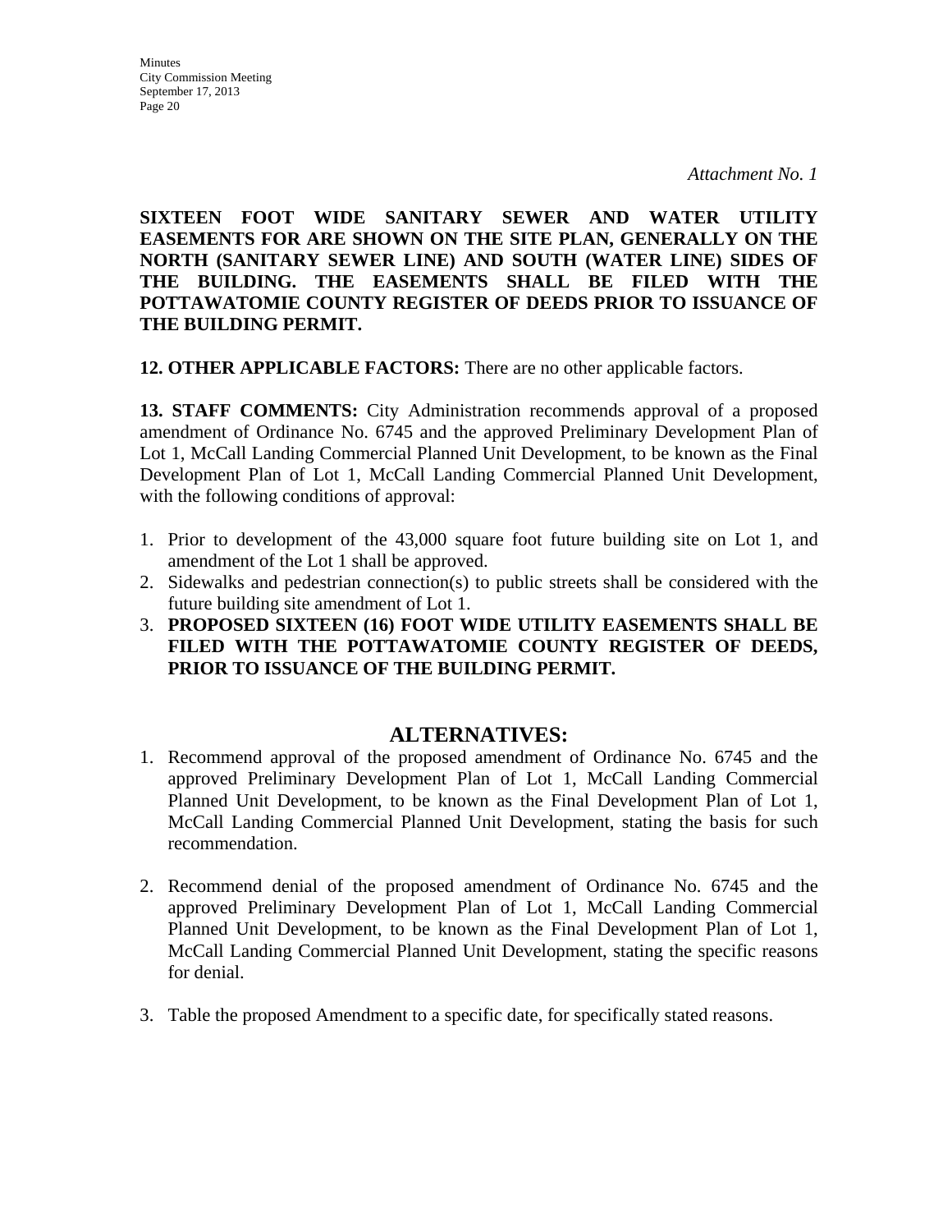*Attachment No. 1*

**SIXTEEN FOOT WIDE SANITARY SEWER AND WATER UTILITY EASEMENTS FOR ARE SHOWN ON THE SITE PLAN, GENERALLY ON THE NORTH (SANITARY SEWER LINE) AND SOUTH (WATER LINE) SIDES OF THE BUILDING. THE EASEMENTS SHALL BE FILED WITH THE POTTAWATOMIE COUNTY REGISTER OF DEEDS PRIOR TO ISSUANCE OF THE BUILDING PERMIT.**

**12. OTHER APPLICABLE FACTORS:** There are no other applicable factors.

**13. STAFF COMMENTS:** City Administration recommends approval of a proposed amendment of Ordinance No. 6745 and the approved Preliminary Development Plan of Lot 1, McCall Landing Commercial Planned Unit Development, to be known as the Final Development Plan of Lot 1, McCall Landing Commercial Planned Unit Development, with the following conditions of approval:

1. Prior to development of the 43,000 square foot future building site on Lot 1, and amendment of the Lot 1 shall be approved.
2. Sidewalks and pedestrian connection(s) to public streets shall be considered with the future building site amendment of Lot 1.
3. **PROPOSED SIXTEEN (16) FOOT WIDE UTILITY EASEMENTS SHALL BE FILED WITH THE POTTAWATOMIE COUNTY REGISTER OF DEEDS, PRIOR TO ISSUANCE OF THE BUILDING PERMIT.**

## ALTERNATIVES:

1. Recommend approval of the proposed amendment of Ordinance No. 6745 and the approved Preliminary Development Plan of Lot 1, McCall Landing Commercial Planned Unit Development, to be known as the Final Development Plan of Lot 1, McCall Landing Commercial Planned Unit Development, stating the basis for such recommendation.

2. Recommend denial of the proposed amendment of Ordinance No. 6745 and the approved Preliminary Development Plan of Lot 1, McCall Landing Commercial Planned Unit Development, to be known as the Final Development Plan of Lot 1, McCall Landing Commercial Planned Unit Development, stating the specific reasons for denial.

3. Table the proposed Amendment to a specific date, for specifically stated reasons.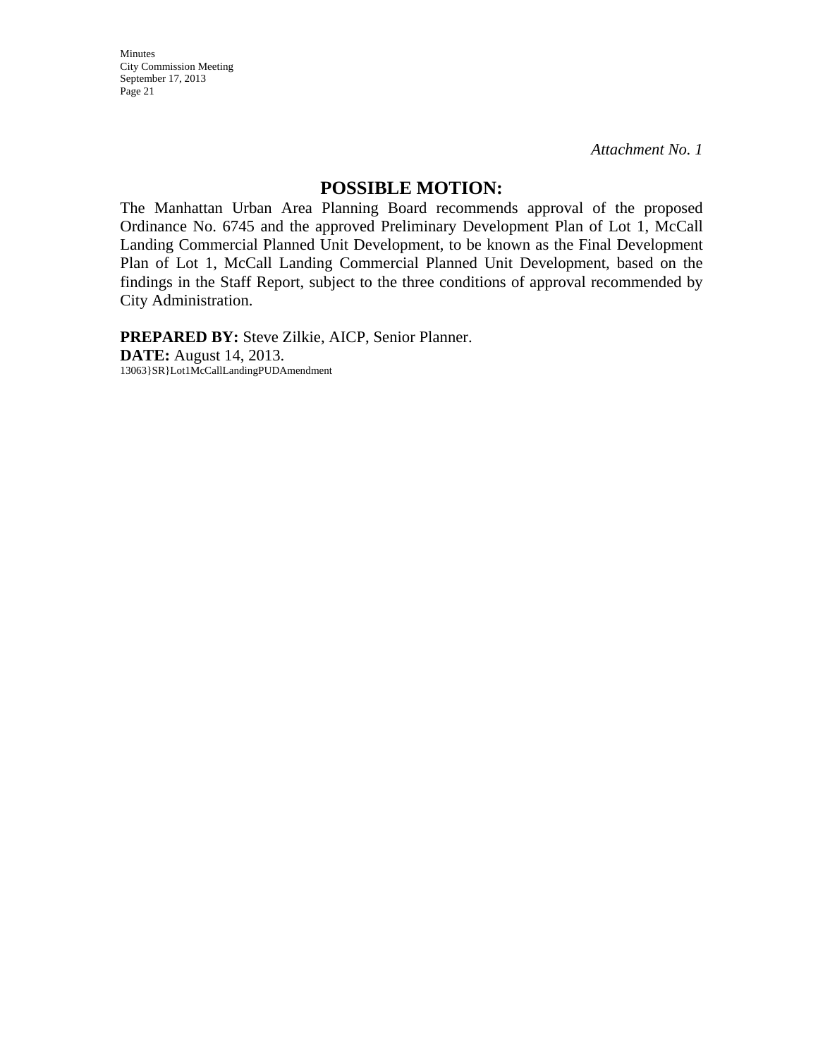*Attachment No. 1*

## POSSIBLE MOTION:

The Manhattan Urban Area Planning Board recommends approval of the proposed Ordinance No. 6745 and the approved Preliminary Development Plan of Lot 1, McCall Landing Commercial Planned Unit Development, to be known as the Final Development Plan of Lot 1, McCall Landing Commercial Planned Unit Development, based on the findings in the Staff Report, subject to the three conditions of approval recommended by City Administration.

**PREPARED BY:** Steve Zilkie, AICP, Senior Planner.
**DATE:** August 14, 2013.
13063}SR}Lot1McCallLandingPUDAmendment